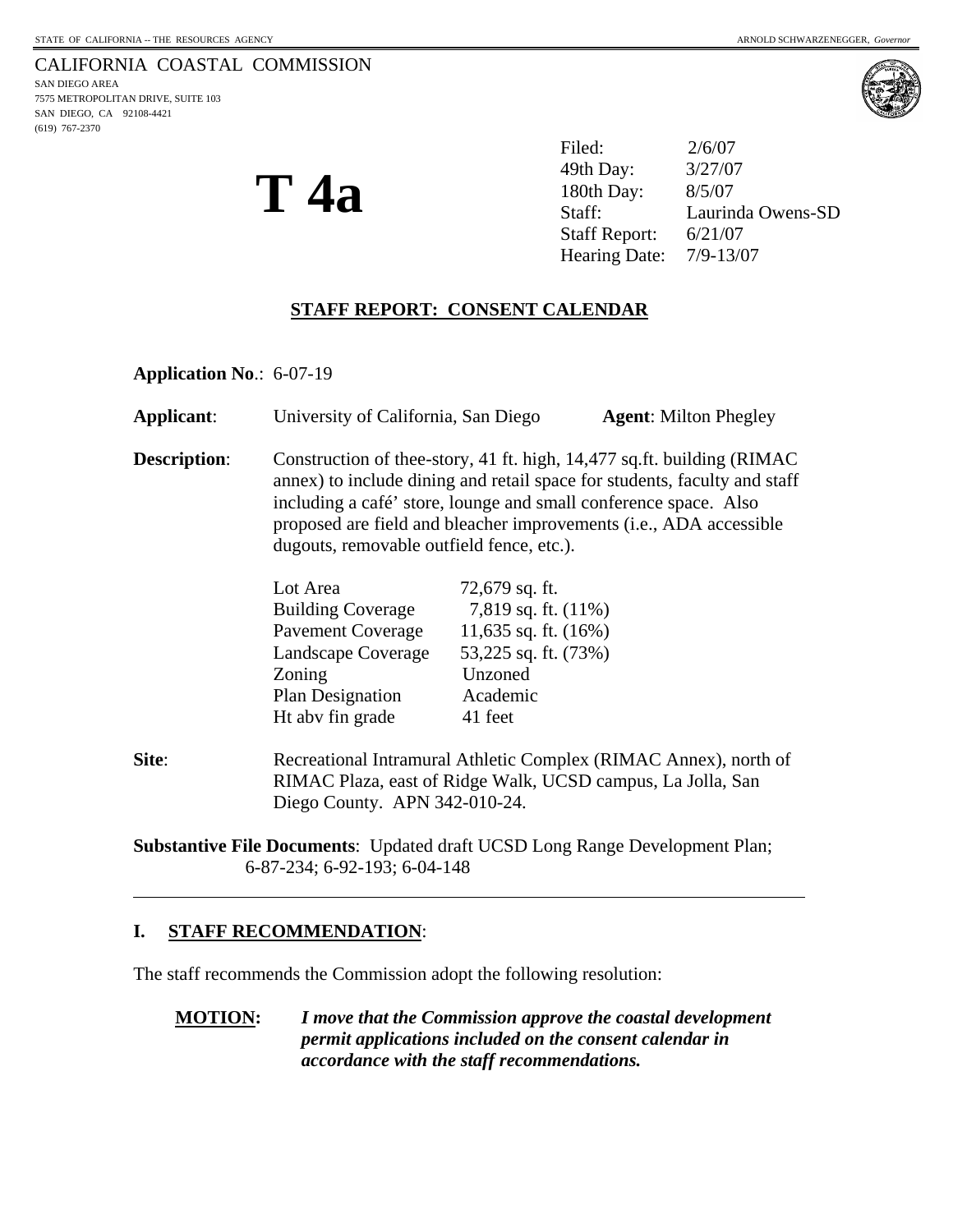STATE OF CALIFORNIA -- THE RESOURCES AGENCY ARNOLD SCHWARZENEGGER, *Governor*

CALIFORNIA COASTAL COMMISSION
SAN DIEGO AREA
7575 METROPOLITAN DRIVE, SUITE 103
SAN DIEGO, CA 92108-4421
(619) 767-2370

# T 4a

Filed: 2/6/07
49th Day: 3/27/07
180th Day: 8/5/07
Staff: Laurinda Owens-SD
Staff Report: 6/21/07
Hearing Date: 7/9-13/07

## STAFF REPORT: CONSENT CALENDAR

**Application No**.: 6-07-19

**Applicant**: University of California, San Diego **Agent**: Milton Phegley

**Description**: Construction of thee-story, 41 ft. high, 14,477 sq.ft. building (RIMAC annex) to include dining and retail space for students, faculty and staff including a café' store, lounge and small conference space. Also proposed are field and bleacher improvements (i.e., ADA accessible dugouts, removable outfield fence, etc.).

| | |
|---|---|
| Lot Area | 72,679 sq. ft. |
| Building Coverage | 7,819 sq. ft. (11%) |
| Pavement Coverage | 11,635 sq. ft. (16%) |
| Landscape Coverage | 53,225 sq. ft. (73%) |
| Zoning | Unzoned |
| Plan Designation | Academic |
| Ht abv fin grade | 41 feet |

**Site**: Recreational Intramural Athletic Complex (RIMAC Annex), north of RIMAC Plaza, east of Ridge Walk, UCSD campus, La Jolla, San Diego County. APN 342-010-24.

**Substantive File Documents**: Updated draft UCSD Long Range Development Plan; 6-87-234; 6-92-193; 6-04-148

## I. STAFF RECOMMENDATION:

The staff recommends the Commission adopt the following resolution:

**MOTION:** ***I move that the Commission approve the coastal development permit applications included on the consent calendar in accordance with the staff recommendations.***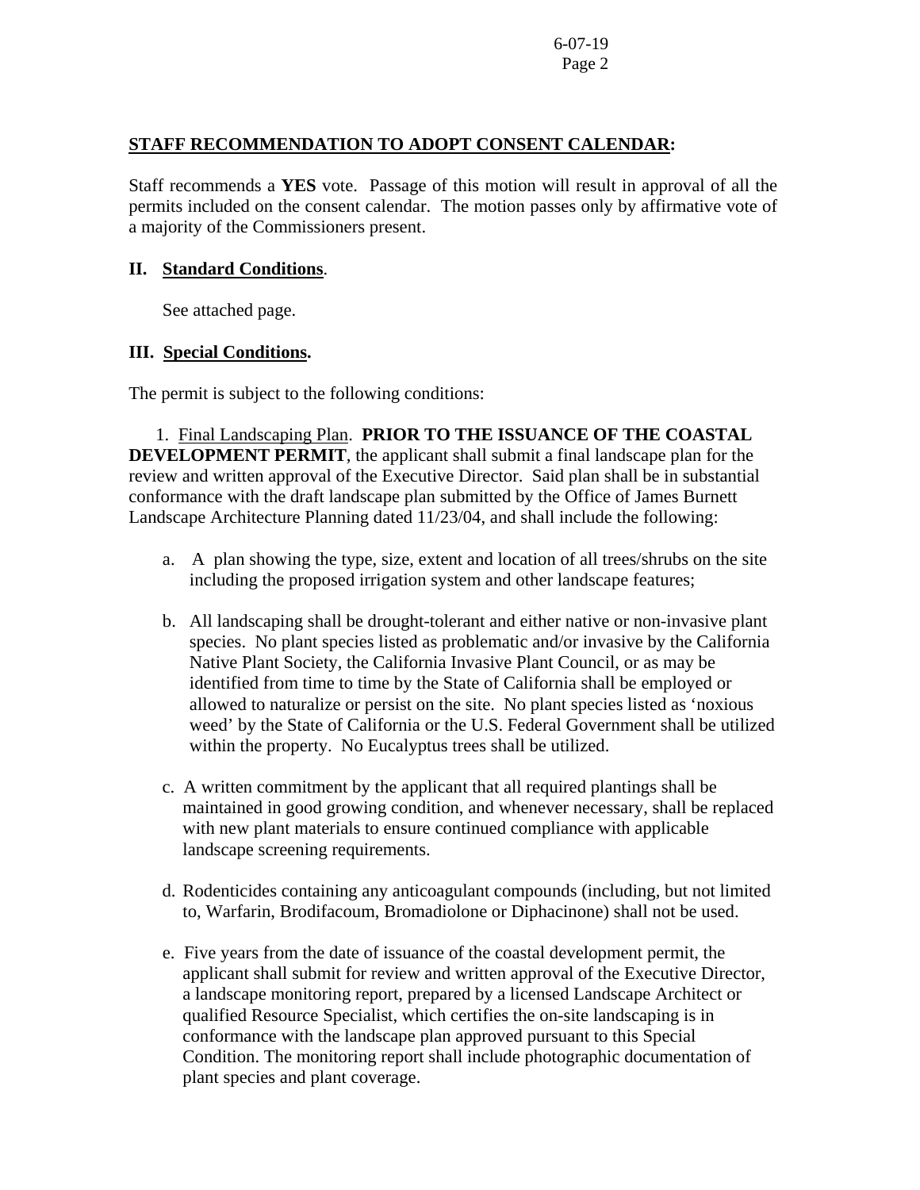**STAFF RECOMMENDATION TO ADOPT CONSENT CALENDAR:**

Staff recommends a **YES** vote. Passage of this motion will result in approval of all the permits included on the consent calendar. The motion passes only by affirmative vote of a majority of the Commissioners present.

## II. Standard Conditions.

See attached page.

## III. Special Conditions.

The permit is subject to the following conditions:

1. Final Landscaping Plan. **PRIOR TO THE ISSUANCE OF THE COASTAL DEVELOPMENT PERMIT**, the applicant shall submit a final landscape plan for the review and written approval of the Executive Director. Said plan shall be in substantial conformance with the draft landscape plan submitted by the Office of James Burnett Landscape Architecture Planning dated 11/23/04, and shall include the following:

   a. A plan showing the type, size, extent and location of all trees/shrubs on the site including the proposed irrigation system and other landscape features;

   b. All landscaping shall be drought-tolerant and either native or non-invasive plant species. No plant species listed as problematic and/or invasive by the California Native Plant Society, the California Invasive Plant Council, or as may be identified from time to time by the State of California shall be employed or allowed to naturalize or persist on the site. No plant species listed as 'noxious weed' by the State of California or the U.S. Federal Government shall be utilized within the property. No Eucalyptus trees shall be utilized.

   c. A written commitment by the applicant that all required plantings shall be maintained in good growing condition, and whenever necessary, shall be replaced with new plant materials to ensure continued compliance with applicable landscape screening requirements.

   d. Rodenticides containing any anticoagulant compounds (including, but not limited to, Warfarin, Brodifacoum, Bromadiolone or Diphacinone) shall not be used.

   e. Five years from the date of issuance of the coastal development permit, the applicant shall submit for review and written approval of the Executive Director, a landscape monitoring report, prepared by a licensed Landscape Architect or qualified Resource Specialist, which certifies the on-site landscaping is in conformance with the landscape plan approved pursuant to this Special Condition. The monitoring report shall include photographic documentation of plant species and plant coverage.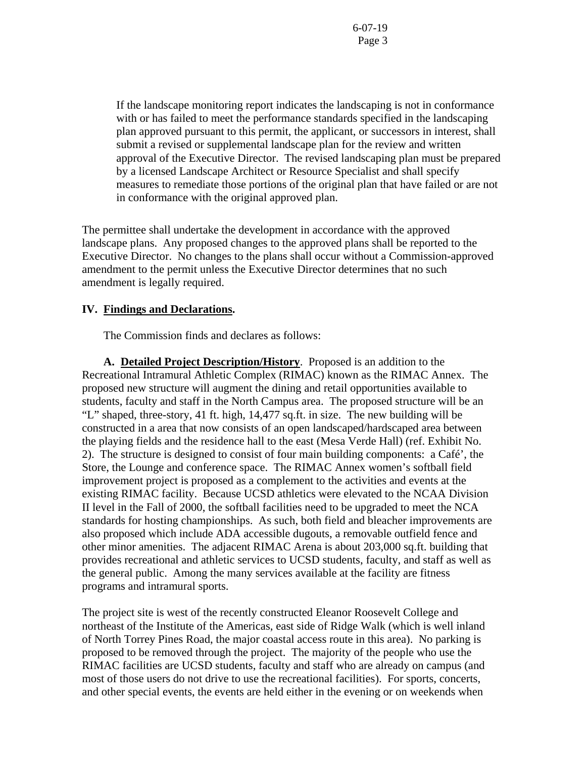If the landscape monitoring report indicates the landscaping is not in conformance with or has failed to meet the performance standards specified in the landscaping plan approved pursuant to this permit, the applicant, or successors in interest, shall submit a revised or supplemental landscape plan for the review and written approval of the Executive Director. The revised landscaping plan must be prepared by a licensed Landscape Architect or Resource Specialist and shall specify measures to remediate those portions of the original plan that have failed or are not in conformance with the original approved plan.

The permittee shall undertake the development in accordance with the approved landscape plans. Any proposed changes to the approved plans shall be reported to the Executive Director. No changes to the plans shall occur without a Commission-approved amendment to the permit unless the Executive Director determines that no such amendment is legally required.

## IV. Findings and Declarations.

The Commission finds and declares as follows:

**A. Detailed Project Description/History**. Proposed is an addition to the Recreational Intramural Athletic Complex (RIMAC) known as the RIMAC Annex. The proposed new structure will augment the dining and retail opportunities available to students, faculty and staff in the North Campus area. The proposed structure will be an "L" shaped, three-story, 41 ft. high, 14,477 sq.ft. in size. The new building will be constructed in a area that now consists of an open landscaped/hardscaped area between the playing fields and the residence hall to the east (Mesa Verde Hall) (ref. Exhibit No. 2). The structure is designed to consist of four main building components: a Café', the Store, the Lounge and conference space. The RIMAC Annex women's softball field improvement project is proposed as a complement to the activities and events at the existing RIMAC facility. Because UCSD athletics were elevated to the NCAA Division II level in the Fall of 2000, the softball facilities need to be upgraded to meet the NCA standards for hosting championships. As such, both field and bleacher improvements are also proposed which include ADA accessible dugouts, a removable outfield fence and other minor amenities. The adjacent RIMAC Arena is about 203,000 sq.ft. building that provides recreational and athletic services to UCSD students, faculty, and staff as well as the general public. Among the many services available at the facility are fitness programs and intramural sports.

The project site is west of the recently constructed Eleanor Roosevelt College and northeast of the Institute of the Americas, east side of Ridge Walk (which is well inland of North Torrey Pines Road, the major coastal access route in this area). No parking is proposed to be removed through the project. The majority of the people who use the RIMAC facilities are UCSD students, faculty and staff who are already on campus (and most of those users do not drive to use the recreational facilities). For sports, concerts, and other special events, the events are held either in the evening or on weekends when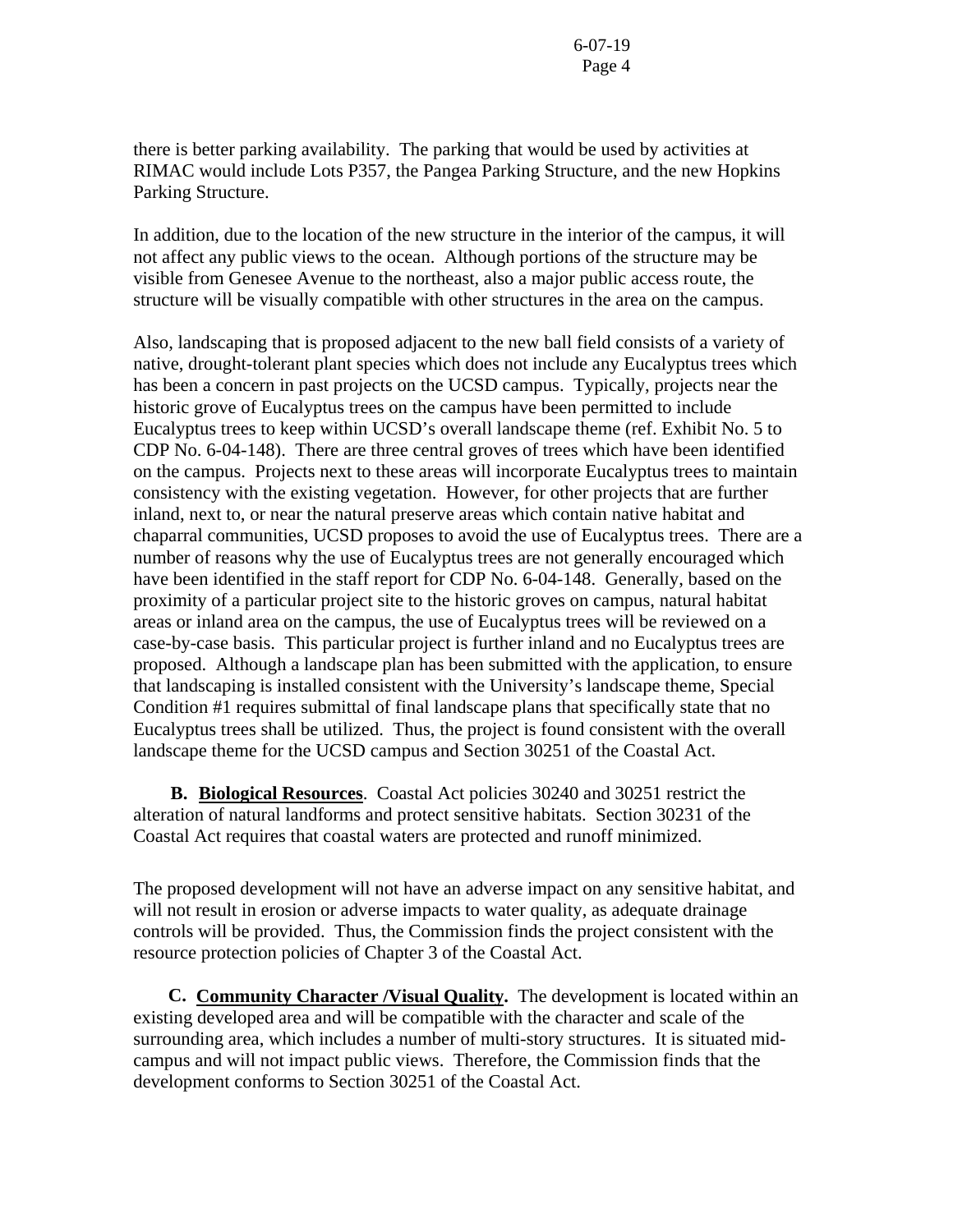there is better parking availability. The parking that would be used by activities at RIMAC would include Lots P357, the Pangea Parking Structure, and the new Hopkins Parking Structure.

In addition, due to the location of the new structure in the interior of the campus, it will not affect any public views to the ocean. Although portions of the structure may be visible from Genesee Avenue to the northeast, also a major public access route, the structure will be visually compatible with other structures in the area on the campus.

Also, landscaping that is proposed adjacent to the new ball field consists of a variety of native, drought-tolerant plant species which does not include any Eucalyptus trees which has been a concern in past projects on the UCSD campus. Typically, projects near the historic grove of Eucalyptus trees on the campus have been permitted to include Eucalyptus trees to keep within UCSD's overall landscape theme (ref. Exhibit No. 5 to CDP No. 6-04-148). There are three central groves of trees which have been identified on the campus. Projects next to these areas will incorporate Eucalyptus trees to maintain consistency with the existing vegetation. However, for other projects that are further inland, next to, or near the natural preserve areas which contain native habitat and chaparral communities, UCSD proposes to avoid the use of Eucalyptus trees. There are a number of reasons why the use of Eucalyptus trees are not generally encouraged which have been identified in the staff report for CDP No. 6-04-148. Generally, based on the proximity of a particular project site to the historic groves on campus, natural habitat areas or inland area on the campus, the use of Eucalyptus trees will be reviewed on a case-by-case basis. This particular project is further inland and no Eucalyptus trees are proposed. Although a landscape plan has been submitted with the application, to ensure that landscaping is installed consistent with the University's landscape theme, Special Condition #1 requires submittal of final landscape plans that specifically state that no Eucalyptus trees shall be utilized. Thus, the project is found consistent with the overall landscape theme for the UCSD campus and Section 30251 of the Coastal Act.

**B. <u>Biological Resources</u>**. Coastal Act policies 30240 and 30251 restrict the alteration of natural landforms and protect sensitive habitats. Section 30231 of the Coastal Act requires that coastal waters are protected and runoff minimized.

The proposed development will not have an adverse impact on any sensitive habitat, and will not result in erosion or adverse impacts to water quality, as adequate drainage controls will be provided. Thus, the Commission finds the project consistent with the resource protection policies of Chapter 3 of the Coastal Act.

**C. <u>Community Character /Visual Quality</u>.** The development is located within an existing developed area and will be compatible with the character and scale of the surrounding area, which includes a number of multi-story structures. It is situated mid-campus and will not impact public views. Therefore, the Commission finds that the development conforms to Section 30251 of the Coastal Act.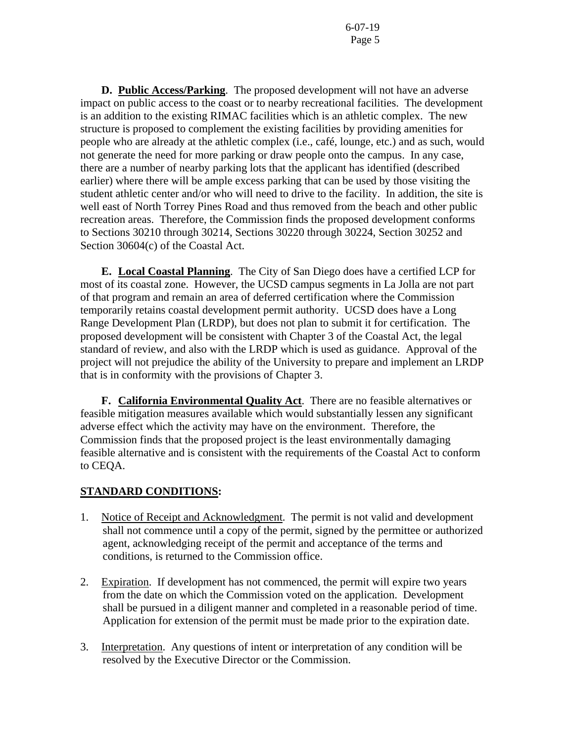**D. Public Access/Parking**. The proposed development will not have an adverse impact on public access to the coast or to nearby recreational facilities. The development is an addition to the existing RIMAC facilities which is an athletic complex. The new structure is proposed to complement the existing facilities by providing amenities for people who are already at the athletic complex (i.e., café, lounge, etc.) and as such, would not generate the need for more parking or draw people onto the campus. In any case, there are a number of nearby parking lots that the applicant has identified (described earlier) where there will be ample excess parking that can be used by those visiting the student athletic center and/or who will need to drive to the facility. In addition, the site is well east of North Torrey Pines Road and thus removed from the beach and other public recreation areas. Therefore, the Commission finds the proposed development conforms to Sections 30210 through 30214, Sections 30220 through 30224, Section 30252 and Section 30604(c) of the Coastal Act.

**E. Local Coastal Planning**. The City of San Diego does have a certified LCP for most of its coastal zone. However, the UCSD campus segments in La Jolla are not part of that program and remain an area of deferred certification where the Commission temporarily retains coastal development permit authority. UCSD does have a Long Range Development Plan (LRDP), but does not plan to submit it for certification. The proposed development will be consistent with Chapter 3 of the Coastal Act, the legal standard of review, and also with the LRDP which is used as guidance. Approval of the project will not prejudice the ability of the University to prepare and implement an LRDP that is in conformity with the provisions of Chapter 3.

**F. California Environmental Quality Act**. There are no feasible alternatives or feasible mitigation measures available which would substantially lessen any significant adverse effect which the activity may have on the environment. Therefore, the Commission finds that the proposed project is the least environmentally damaging feasible alternative and is consistent with the requirements of the Coastal Act to conform to CEQA.

**STANDARD CONDITIONS:**

1. Notice of Receipt and Acknowledgment. The permit is not valid and development shall not commence until a copy of the permit, signed by the permittee or authorized agent, acknowledging receipt of the permit and acceptance of the terms and conditions, is returned to the Commission office.

2. Expiration. If development has not commenced, the permit will expire two years from the date on which the Commission voted on the application. Development shall be pursued in a diligent manner and completed in a reasonable period of time. Application for extension of the permit must be made prior to the expiration date.

3. Interpretation. Any questions of intent or interpretation of any condition will be resolved by the Executive Director or the Commission.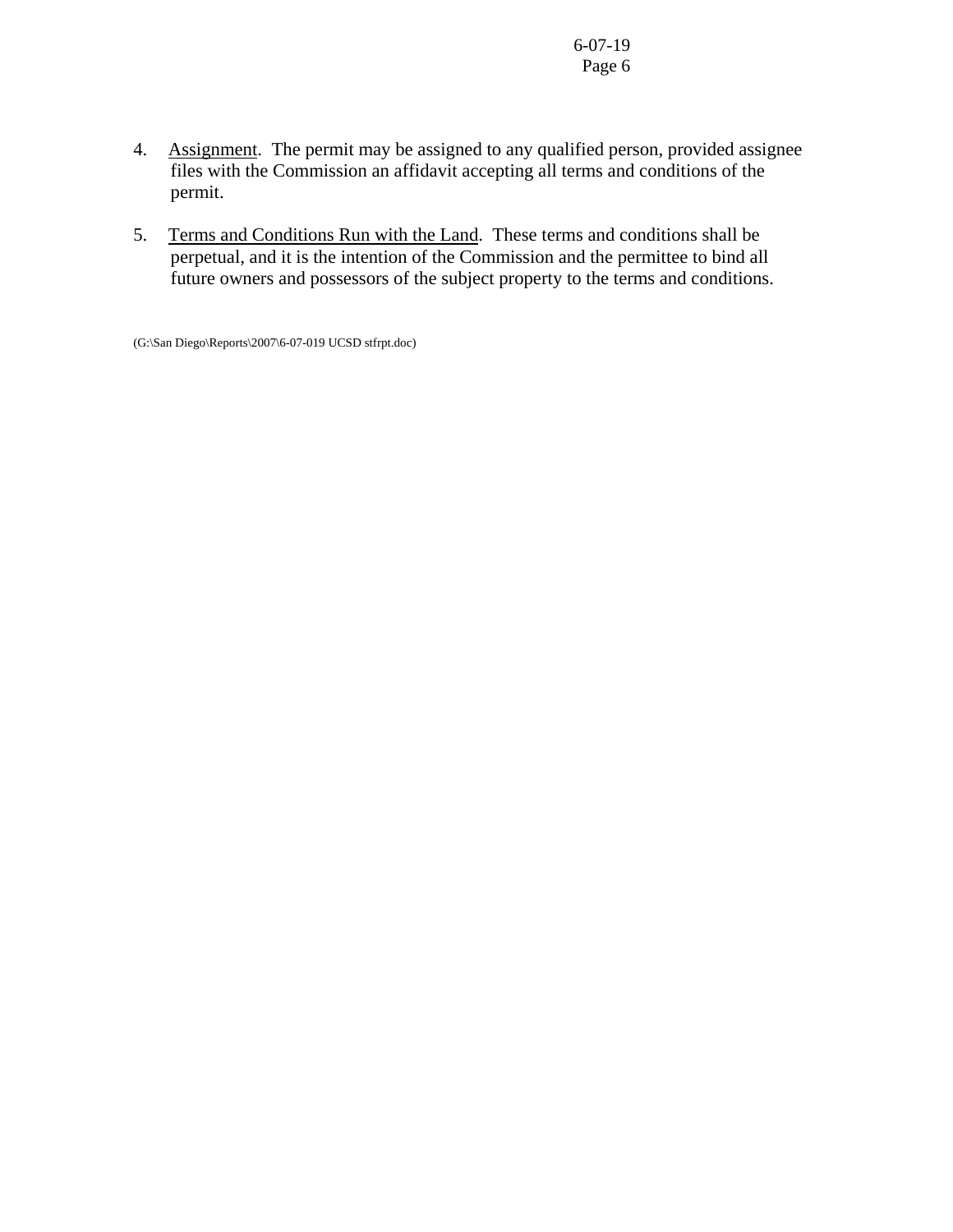4. Assignment. The permit may be assigned to any qualified person, provided assignee files with the Commission an affidavit accepting all terms and conditions of the permit.

5. Terms and Conditions Run with the Land. These terms and conditions shall be perpetual, and it is the intention of the Commission and the permittee to bind all future owners and possessors of the subject property to the terms and conditions.

(G:\San Diego\Reports\2007\6-07-019 UCSD stfrpt.doc)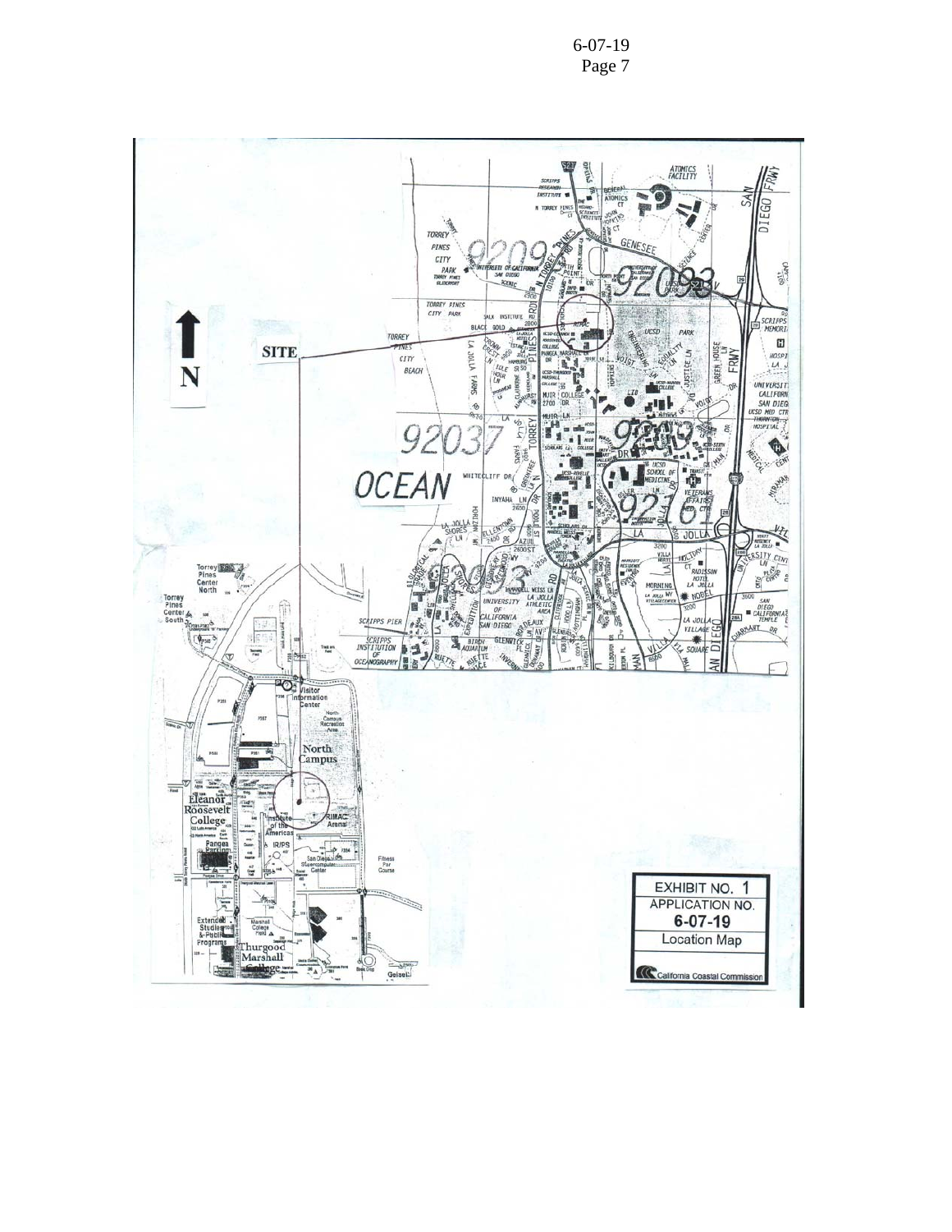SITE

N

OCEAN

EXHIBIT NO. 1
APPLICATION NO.
6-07-19
Location Map

California Coastal Commission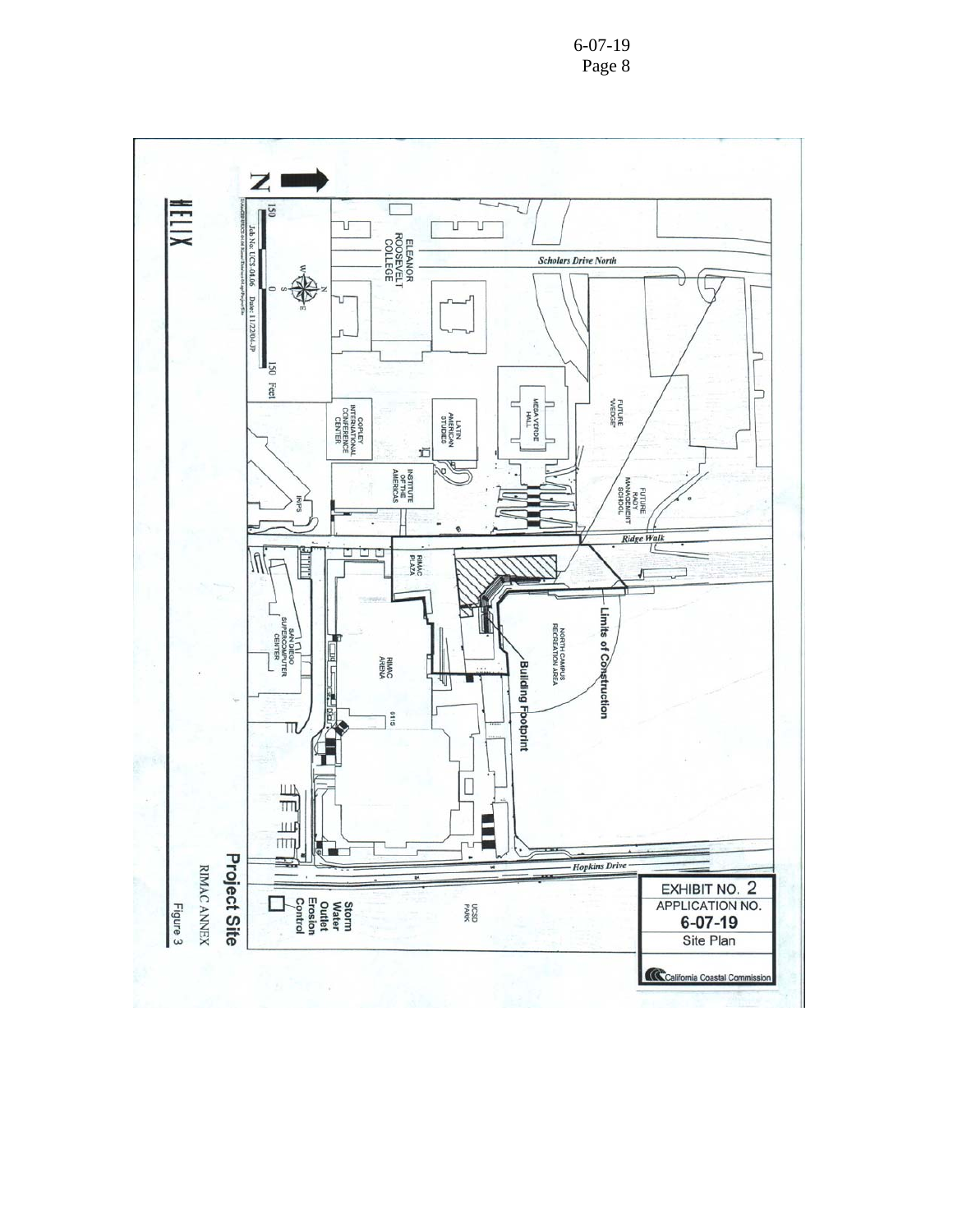EXHIBIT NO. 2

APPLICATION NO.

**6-07-19**

Site Plan

California Coastal Commission

**Project Site**

RIMAC ANNEX

Figure 3

HELIX

Job No. UCS-04.06 Date: 11/22/04-JP

150 0 150 Feet

Scholars Drive North

Ridge Walk

Hopkins Drive

ELEANOR ROOSEVELT COLLEGE

FUTURE "WEDGE"

FUTURE RADY MANAGEMENT SCHOOL

MESA VERDE HALL

LATIN AMERICAN STUDIES

INSTITUTE OF THE AMERICAS

COPLEY INTERNATIONAL CONFERENCE CENTER

IR/PS

RIMAC PLAZA

RIMAC ARENA

SAN DIEGO SUPERCOMPUTER CENTER

NORTH CAMPUS RECREATION AREA

UCSD PARK

Limits of Construction

Building Footprint

Storm Water Outlet Erosion Control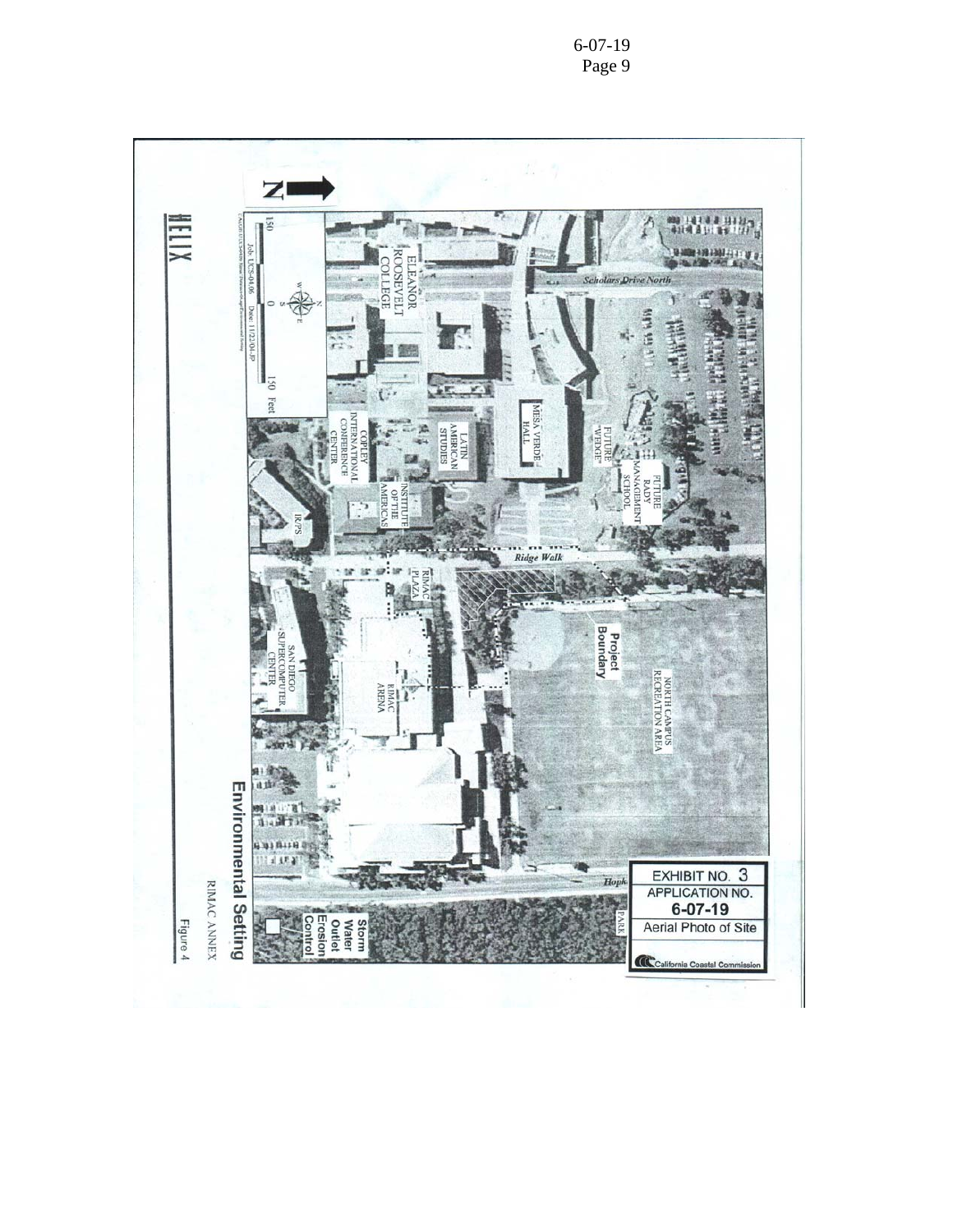EXHIBIT NO. 3
APPLICATION NO.
6-07-19
Aerial Photo of Site
California Coastal Commission

Scholars Drive North

ELEANOR ROOSEVELT COLLEGE

MESA VERDE HALL

FUTURE "WEDGE"

FUTURE RADY MANAGEMENT SCHOOL

LATIN AMERICAN STUDIES

INSTITUTE OF THE AMERICAS

COPLEY INTERNATIONAL CONFERENCE CENTER

IR/PS

Ridge Walk

RIMAC PLAZA

Project Boundary

NORTH CAMPUS RECREATION AREA

RIMAC ARENA

SAN DIEGO SUPERCOMPUTER CENTER

Hopk

PARK

Storm Water Outlet Erosion Control

150 0 150 Feet

Job: UCS-04.06 Date: 11/22/04 -JP

HELIX

Environmental Setting

RIMAC ANNEX

Figure 4